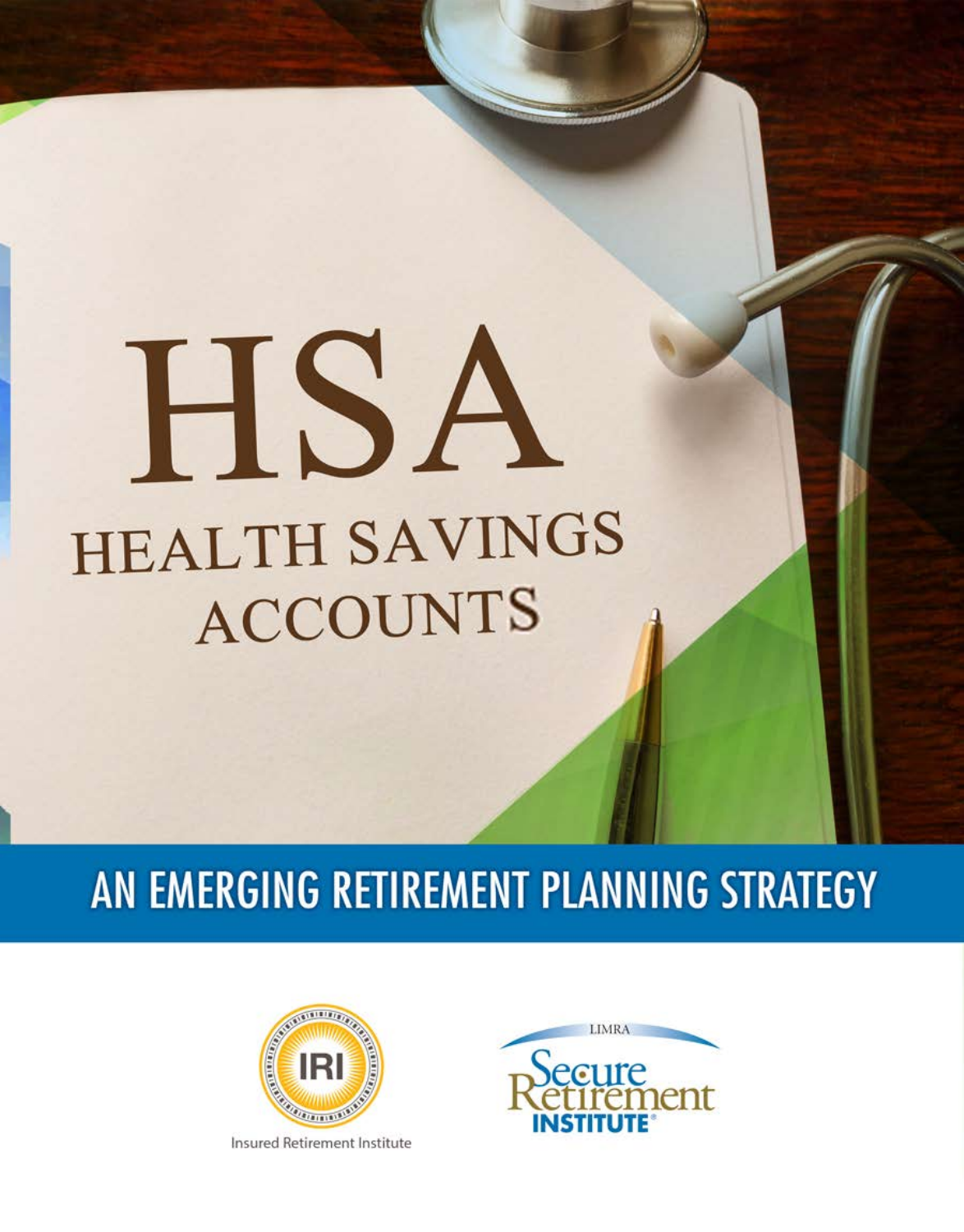# HSA

## HEALTH SAVINGS ACCOUNTS

## AN EMERGING RETIREMENT PLANNING STRATEGY

Insured Retirement Institute

LIMRA Secure Retirement INSTITUTE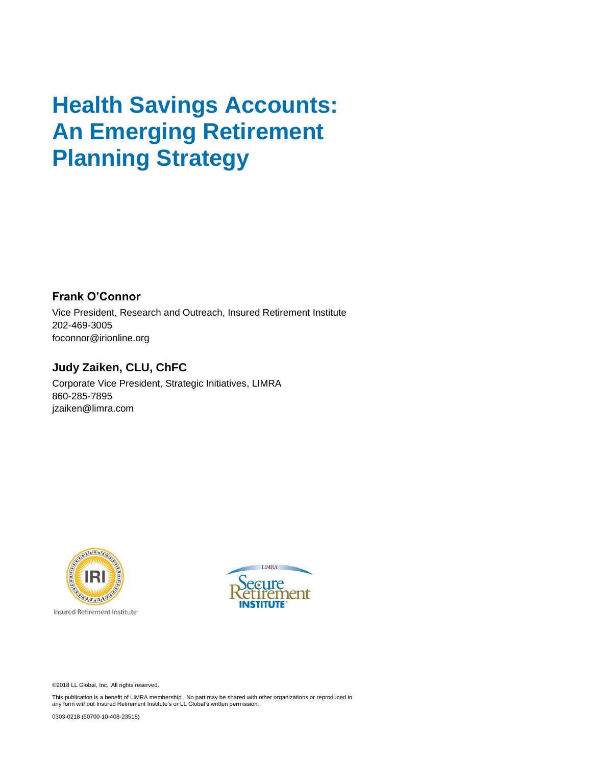# Health Savings Accounts: An Emerging Retirement Planning Strategy

**Frank O'Connor**

Vice President, Research and Outreach, Insured Retirement Institute
202-469-3005
foconnor@irionline.org

**Judy Zaiken, CLU, ChFC**

Corporate Vice President, Strategic Initiatives, LIMRA
860-285-7895
jzaiken@limra.com

Insured Retirement Institute

LIMRA Secure Retirement INSTITUTE

©2018 LL Global, Inc. All rights reserved.

This publication is a benefit of LIMRA membership. No part may be shared with other organizations or reproduced in any form without Insured Retirement Institute's or LL Global's written permission.

0303-0218 (50700-10-408-23518)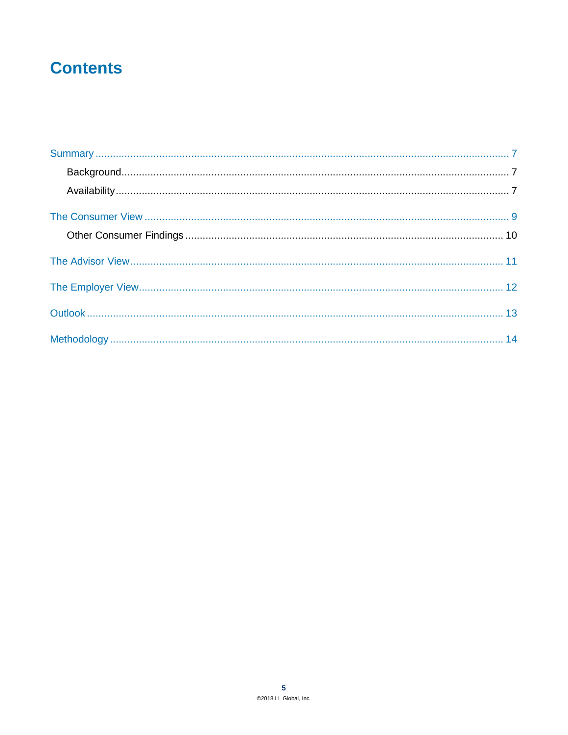# Contents

Summary ........................................................................ 7

- Background ........................................................................ 7
- Availability ........................................................................ 7

The Consumer View ........................................................................ 9

- Other Consumer Findings ........................................................................ 10

The Advisor View ........................................................................ 11

The Employer View ........................................................................ 12

Outlook ........................................................................ 13

Methodology ........................................................................ 14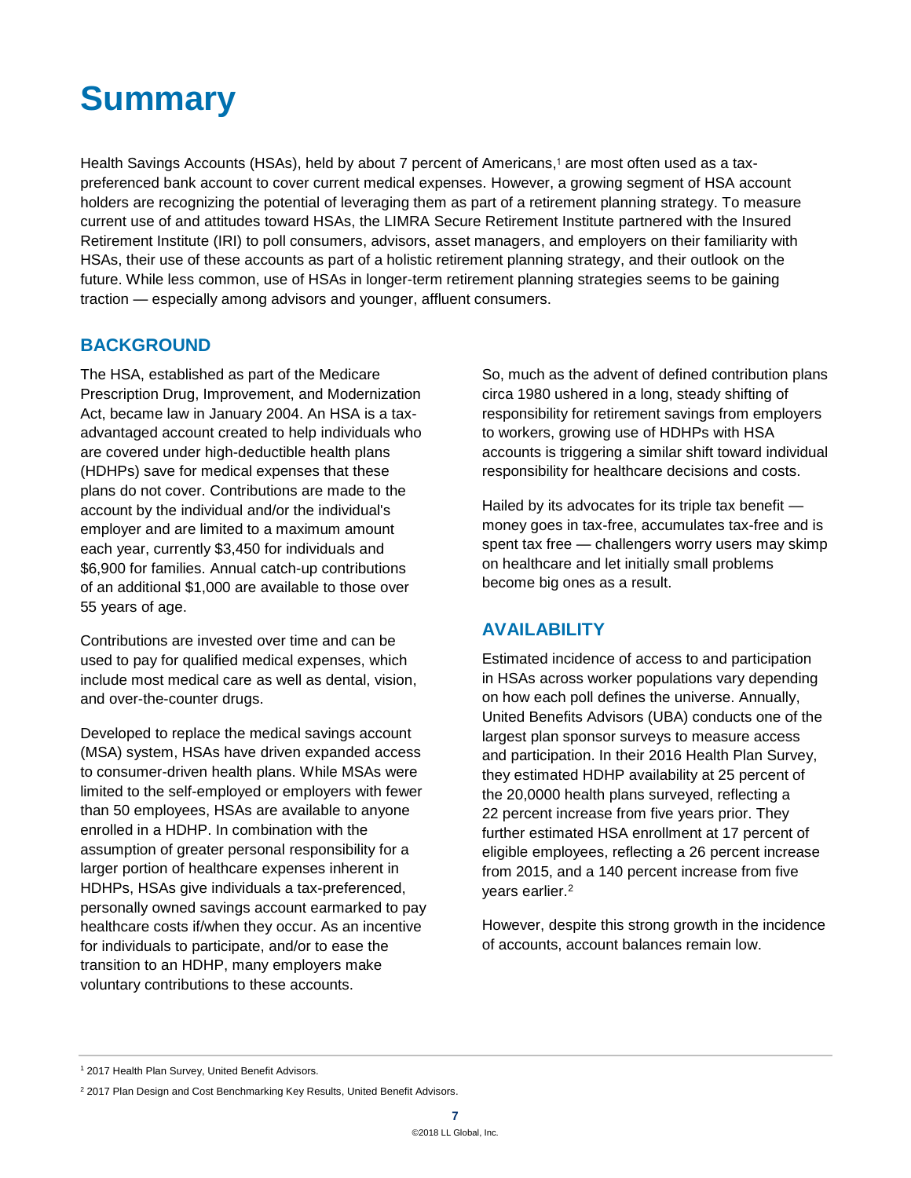# Summary

Health Savings Accounts (HSAs), held by about 7 percent of Americans,[1] are most often used as a tax-preferenced bank account to cover current medical expenses. However, a growing segment of HSA account holders are recognizing the potential of leveraging them as part of a retirement planning strategy. To measure current use of and attitudes toward HSAs, the LIMRA Secure Retirement Institute partnered with the Insured Retirement Institute (IRI) to poll consumers, advisors, asset managers, and employers on their familiarity with HSAs, their use of these accounts as part of a holistic retirement planning strategy, and their outlook on the future. While less common, use of HSAs in longer-term retirement planning strategies seems to be gaining traction — especially among advisors and younger, affluent consumers.

## BACKGROUND

The HSA, established as part of the Medicare Prescription Drug, Improvement, and Modernization Act, became law in January 2004. An HSA is a tax-advantaged account created to help individuals who are covered under high-deductible health plans (HDHPs) save for medical expenses that these plans do not cover. Contributions are made to the account by the individual and/or the individual's employer and are limited to a maximum amount each year, currently $3,450 for individuals and $6,900 for families. Annual catch-up contributions of an additional $1,000 are available to those over 55 years of age.

Contributions are invested over time and can be used to pay for qualified medical expenses, which include most medical care as well as dental, vision, and over-the-counter drugs.

Developed to replace the medical savings account (MSA) system, HSAs have driven expanded access to consumer-driven health plans. While MSAs were limited to the self-employed or employers with fewer than 50 employees, HSAs are available to anyone enrolled in a HDHP. In combination with the assumption of greater personal responsibility for a larger portion of healthcare expenses inherent in HDHPs, HSAs give individuals a tax-preferenced, personally owned savings account earmarked to pay healthcare costs if/when they occur. As an incentive for individuals to participate, and/or to ease the transition to an HDHP, many employers make voluntary contributions to these accounts.

So, much as the advent of defined contribution plans circa 1980 ushered in a long, steady shifting of responsibility for retirement savings from employers to workers, growing use of HDHPs with HSA accounts is triggering a similar shift toward individual responsibility for healthcare decisions and costs.

Hailed by its advocates for its triple tax benefit — money goes in tax-free, accumulates tax-free and is spent tax free — challengers worry users may skimp on healthcare and let initially small problems become big ones as a result.

## AVAILABILITY

Estimated incidence of access to and participation in HSAs across worker populations vary depending on how each poll defines the universe. Annually, United Benefits Advisors (UBA) conducts one of the largest plan sponsor surveys to measure access and participation. In their 2016 Health Plan Survey, they estimated HDHP availability at 25 percent of the 20,0000 health plans surveyed, reflecting a 22 percent increase from five years prior. They further estimated HSA enrollment at 17 percent of eligible employees, reflecting a 26 percent increase from 2015, and a 140 percent increase from five years earlier.[2]

However, despite this strong growth in the incidence of accounts, account balances remain low.

---

[1] 2017 Health Plan Survey, United Benefit Advisors.

[2] 2017 Plan Design and Cost Benchmarking Key Results, United Benefit Advisors.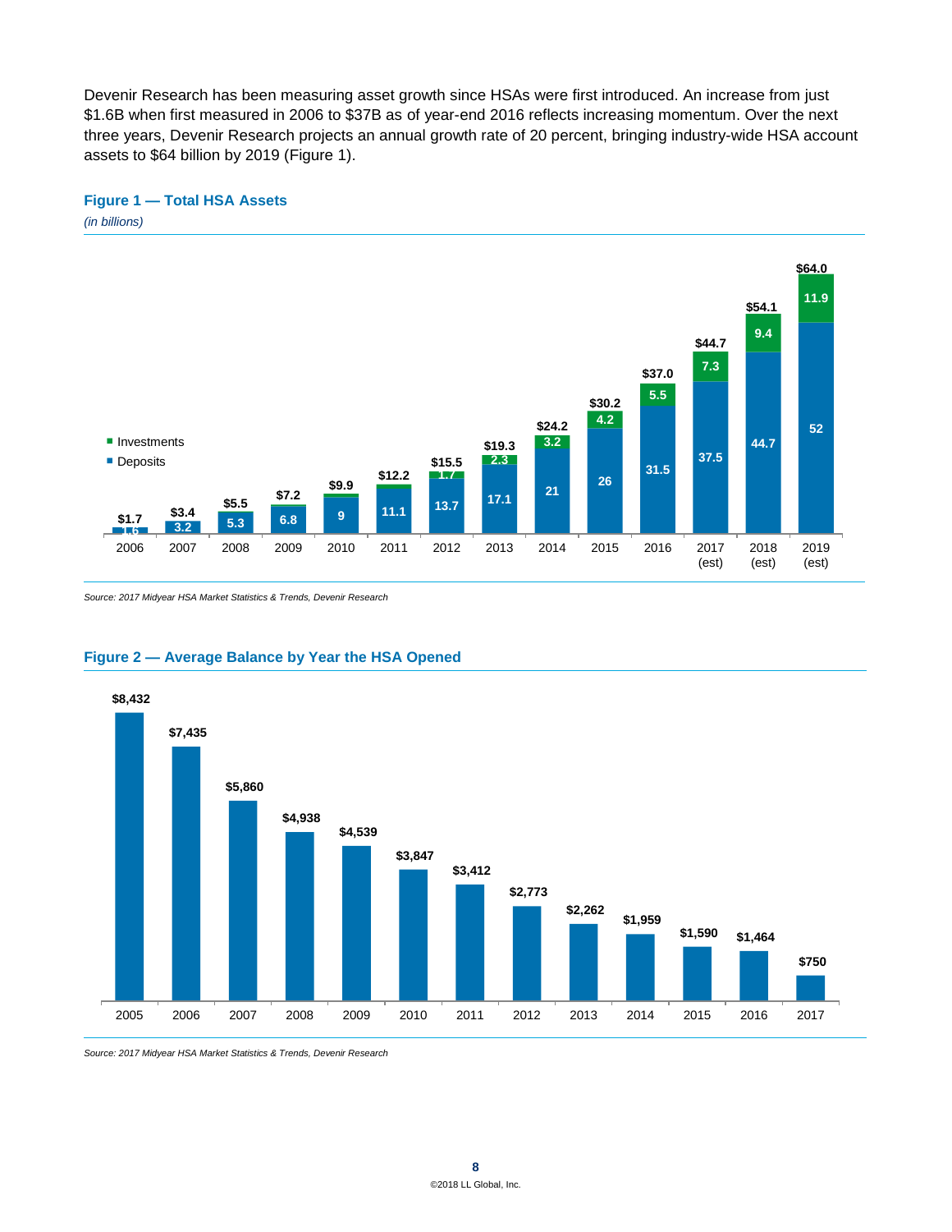Devenir Research has been measuring asset growth since HSAs were first introduced. An increase from just $1.6B when first measured in 2006 to $37B as of year-end 2016 reflects increasing momentum. Over the next three years, Devenir Research projects an annual growth rate of 20 percent, bringing industry-wide HSA account assets to $64 billion by 2019 (Figure 1).

### Figure 1 — Total HSA Assets

*(in billions)*

| Year | Deposits | Investments | Total |
|---|---|---|---|
| 2006 | 1.6 | | $1.7 |
| 2007 | 3.2 | | $3.4 |
| 2008 | 5.3 | | $5.5 |
| 2009 | 6.8 | | $7.2 |
| 2010 | 9 | | $9.9 |
| 2011 | 11.1 | | $12.2 |
| 2012 | 13.7 | 1.7 | $15.5 |
| 2013 | 17.1 | 2.3 | $19.3 |
| 2014 | 21 | 3.2 | $24.2 |
| 2015 | 26 | 4.2 | $30.2 |
| 2016 | 31.5 | 5.5 | $37.0 |
| 2017 (est) | 37.5 | 7.3 | $44.7 |
| 2018 (est) | 44.7 | 9.4 | $54.1 |
| 2019 (est) | 52 | 11.9 | $64.0 |

*Source: 2017 Midyear HSA Market Statistics & Trends, Devenir Research*

### Figure 2 — Average Balance by Year the HSA Opened

| Year | Average Balance |
|---|---|
| 2005 | $8,432 |
| 2006 | $7,435 |
| 2007 | $5,860 |
| 2008 | $4,938 |
| 2009 | $4,539 |
| 2010 | $3,847 |
| 2011 | $3,412 |
| 2012 | $2,773 |
| 2013 | $2,262 |
| 2014 | $1,959 |
| 2015 | $1,590 |
| 2016 | $1,464 |
| 2017 | $750 |

*Source: 2017 Midyear HSA Market Statistics & Trends, Devenir Research*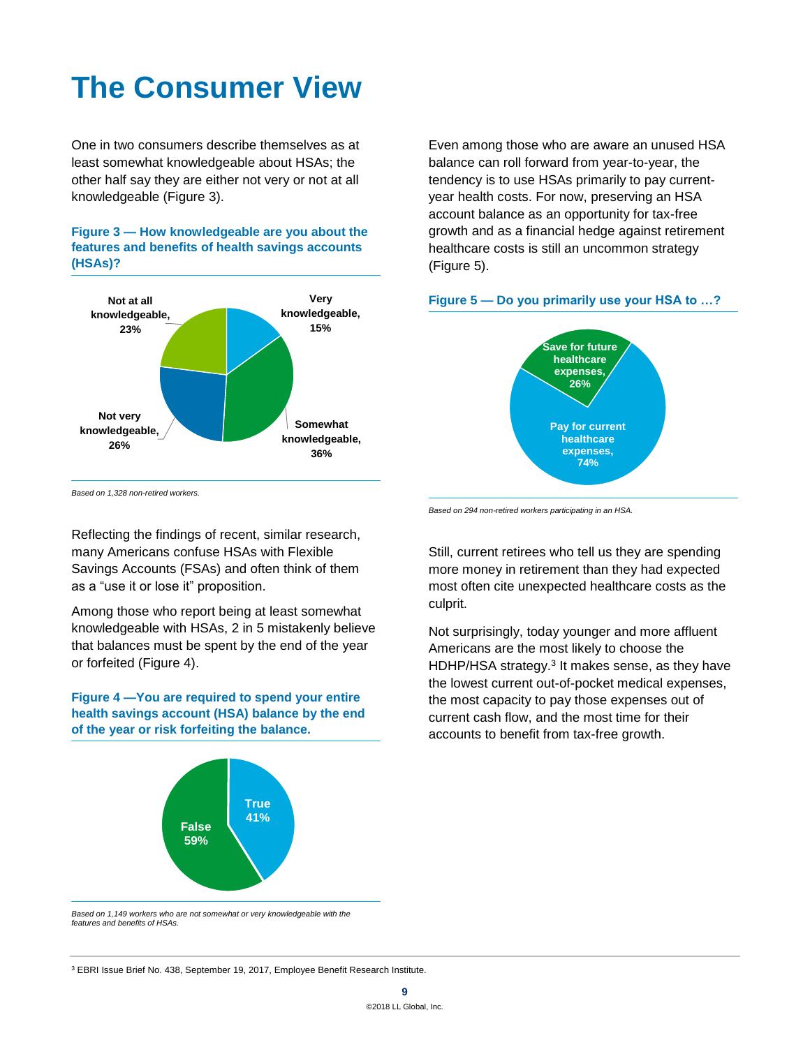# The Consumer View

One in two consumers describe themselves as at least somewhat knowledgeable about HSAs; the other half say they are either not very or not at all knowledgeable (Figure 3).

**Figure 3 — How knowledgeable are you about the features and benefits of health savings accounts (HSAs)?**

| Response | Percent |
|---|---|
| Very knowledgeable | 15% |
| Somewhat knowledgeable | 36% |
| Not very knowledgeable | 26% |
| Not at all knowledgeable | 23% |

*Based on 1,328 non-retired workers.*

Reflecting the findings of recent, similar research, many Americans confuse HSAs with Flexible Savings Accounts (FSAs) and often think of them as a “use it or lose it” proposition.

Among those who report being at least somewhat knowledgeable with HSAs, 2 in 5 mistakenly believe that balances must be spent by the end of the year or forfeited (Figure 4).

**Figure 4 —You are required to spend your entire health savings account (HSA) balance by the end of the year or risk forfeiting the balance.**

| Response | Percent |
|---|---|
| True | 41% |
| False | 59% |

*Based on 1,149 workers who are not somewhat or very knowledgeable with the features and benefits of HSAs.*

Even among those who are aware an unused HSA balance can roll forward from year-to-year, the tendency is to use HSAs primarily to pay current-year health costs. For now, preserving an HSA account balance as an opportunity for tax-free growth and as a financial hedge against retirement healthcare costs is still an uncommon strategy (Figure 5).

**Figure 5 — Do you primarily use your HSA to …?**

| Response | Percent |
|---|---|
| Save for future healthcare expenses | 26% |
| Pay for current healthcare expenses | 74% |

*Based on 294 non-retired workers participating in an HSA.*

Still, current retirees who tell us they are spending more money in retirement than they had expected most often cite unexpected healthcare costs as the culprit.

Not surprisingly, today younger and more affluent Americans are the most likely to choose the HDHP/HSA strategy.[3] It makes sense, as they have the lowest current out-of-pocket medical expenses, the most capacity to pay those expenses out of current cash flow, and the most time for their accounts to benefit from tax-free growth.

[3] EBRI Issue Brief No. 438, September 19, 2017, Employee Benefit Research Institute.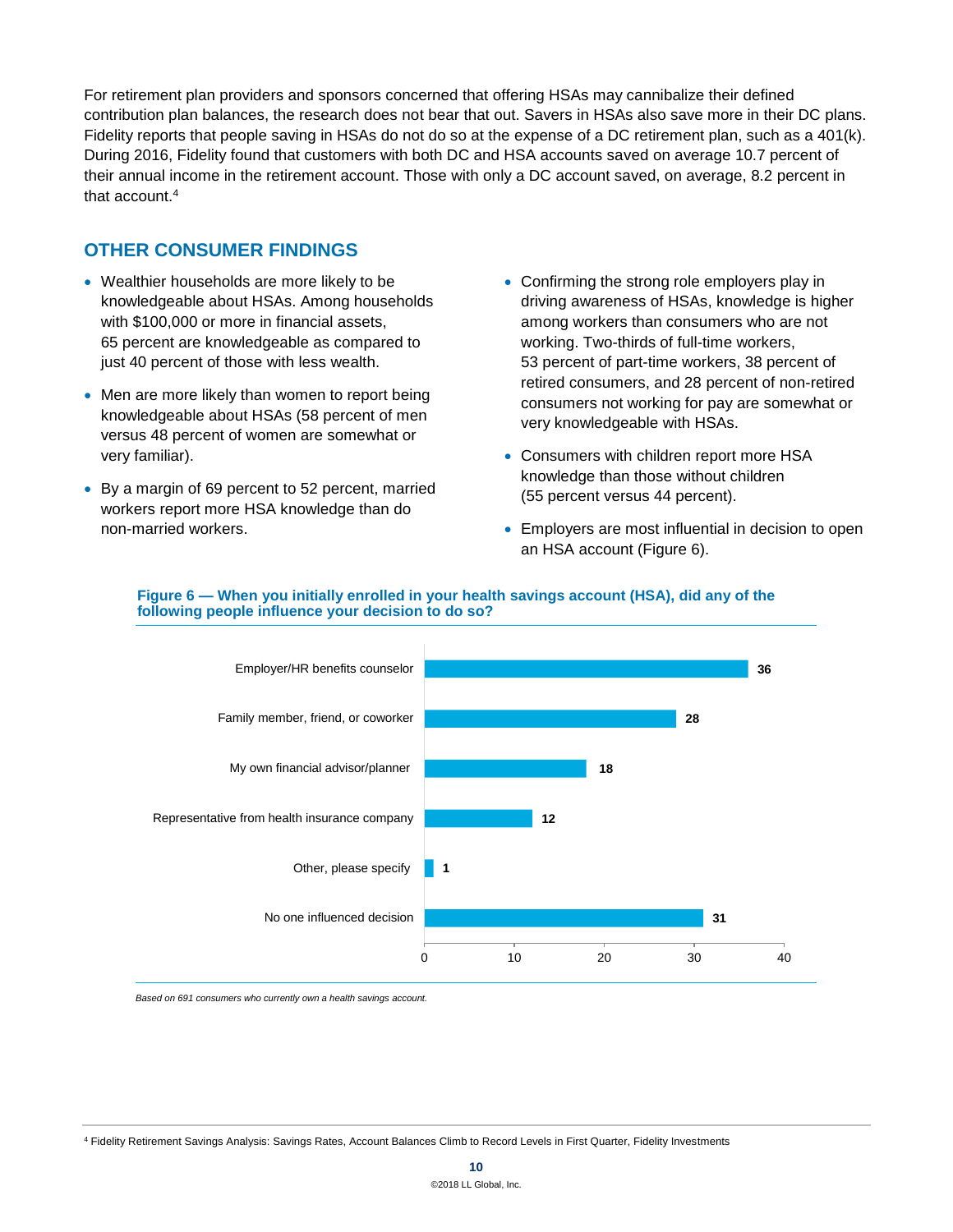For retirement plan providers and sponsors concerned that offering HSAs may cannibalize their defined contribution plan balances, the research does not bear that out. Savers in HSAs also save more in their DC plans. Fidelity reports that people saving in HSAs do not do so at the expense of a DC retirement plan, such as a 401(k). During 2016, Fidelity found that customers with both DC and HSA accounts saved on average 10.7 percent of their annual income in the retirement account. Those with only a DC account saved, on average, 8.2 percent in that account.[4]

## OTHER CONSUMER FINDINGS

- Wealthier households are more likely to be knowledgeable about HSAs. Among households with $100,000 or more in financial assets, 65 percent are knowledgeable as compared to just 40 percent of those with less wealth.
- Men are more likely than women to report being knowledgeable about HSAs (58 percent of men versus 48 percent of women are somewhat or very familiar).
- By a margin of 69 percent to 52 percent, married workers report more HSA knowledge than do non-married workers.
- Confirming the strong role employers play in driving awareness of HSAs, knowledge is higher among workers than consumers who are not working. Two-thirds of full-time workers, 53 percent of part-time workers, 38 percent of retired consumers, and 28 percent of non-retired consumers not working for pay are somewhat or very knowledgeable with HSAs.
- Consumers with children report more HSA knowledge than those without children (55 percent versus 44 percent).
- Employers are most influential in decision to open an HSA account (Figure 6).

**Figure 6 — When you initially enrolled in your health savings account (HSA), did any of the following people influence your decision to do so?**

| Influence | Percent |
|---|---|
| Employer/HR benefits counselor | 36 |
| Family member, friend, or coworker | 28 |
| My own financial advisor/planner | 18 |
| Representative from health insurance company | 12 |
| Other, please specify | 1 |
| No one influenced decision | 31 |

*Based on 691 consumers who currently own a health savings account.*

[4] Fidelity Retirement Savings Analysis: Savings Rates, Account Balances Climb to Record Levels in First Quarter, Fidelity Investments

©2018 LL Global, Inc.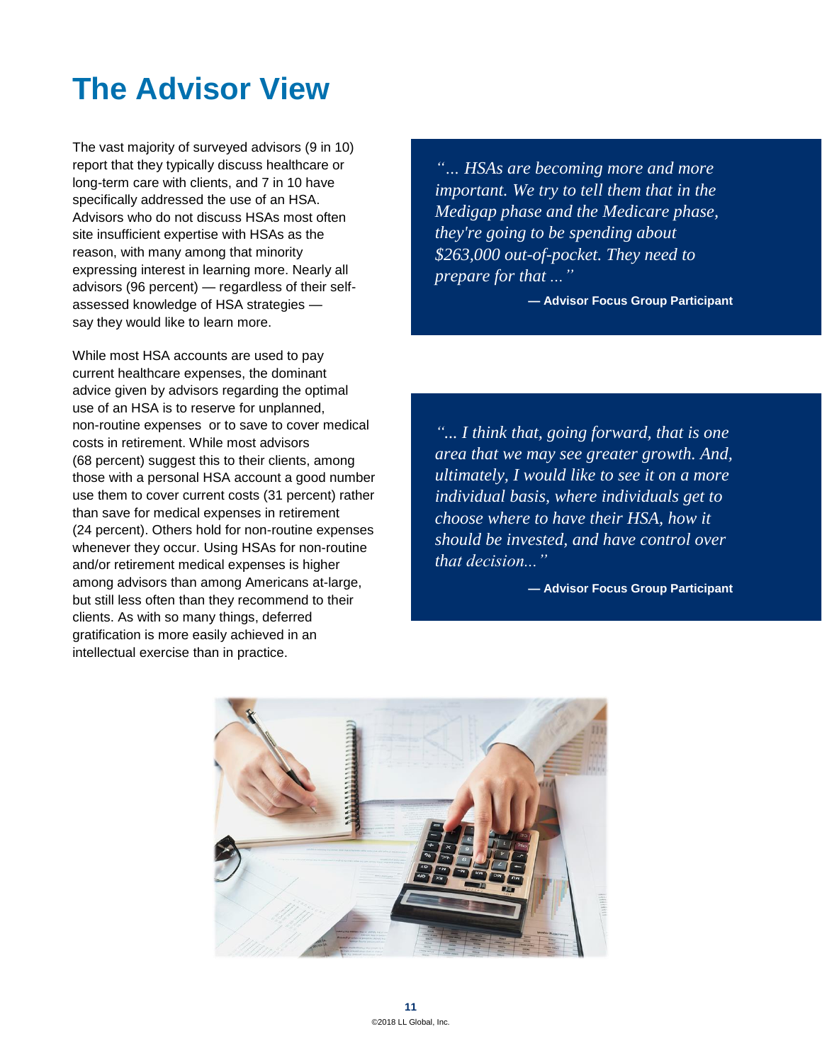# The Advisor View

The vast majority of surveyed advisors (9 in 10) report that they typically discuss healthcare or long-term care with clients, and 7 in 10 have specifically addressed the use of an HSA. Advisors who do not discuss HSAs most often site insufficient expertise with HSAs as the reason, with many among that minority expressing interest in learning more. Nearly all advisors (96 percent) — regardless of their self-assessed knowledge of HSA strategies — say they would like to learn more.

While most HSA accounts are used to pay current healthcare expenses, the dominant advice given by advisors regarding the optimal use of an HSA is to reserve for unplanned, non-routine expenses or to save to cover medical costs in retirement. While most advisors (68 percent) suggest this to their clients, among those with a personal HSA account a good number use them to cover current costs (31 percent) rather than save for medical expenses in retirement (24 percent). Others hold for non-routine expenses whenever they occur. Using HSAs for non-routine and/or retirement medical expenses is higher among advisors than among Americans at-large, but still less often than they recommend to their clients. As with so many things, deferred gratification is more easily achieved in an intellectual exercise than in practice.

> *"… HSAs are becoming more and more important. We try to tell them that in the Medigap phase and the Medicare phase, they're going to be spending about $263,000 out-of-pocket. They need to prepare for that …"*
>
> **— Advisor Focus Group Participant**

> *"... I think that, going forward, that is one area that we may see greater growth. And, ultimately, I would like to see it on a more individual basis, where individuals get to choose where to have their HSA, how it should be invested, and have control over that decision..."*
>
> **— Advisor Focus Group Participant**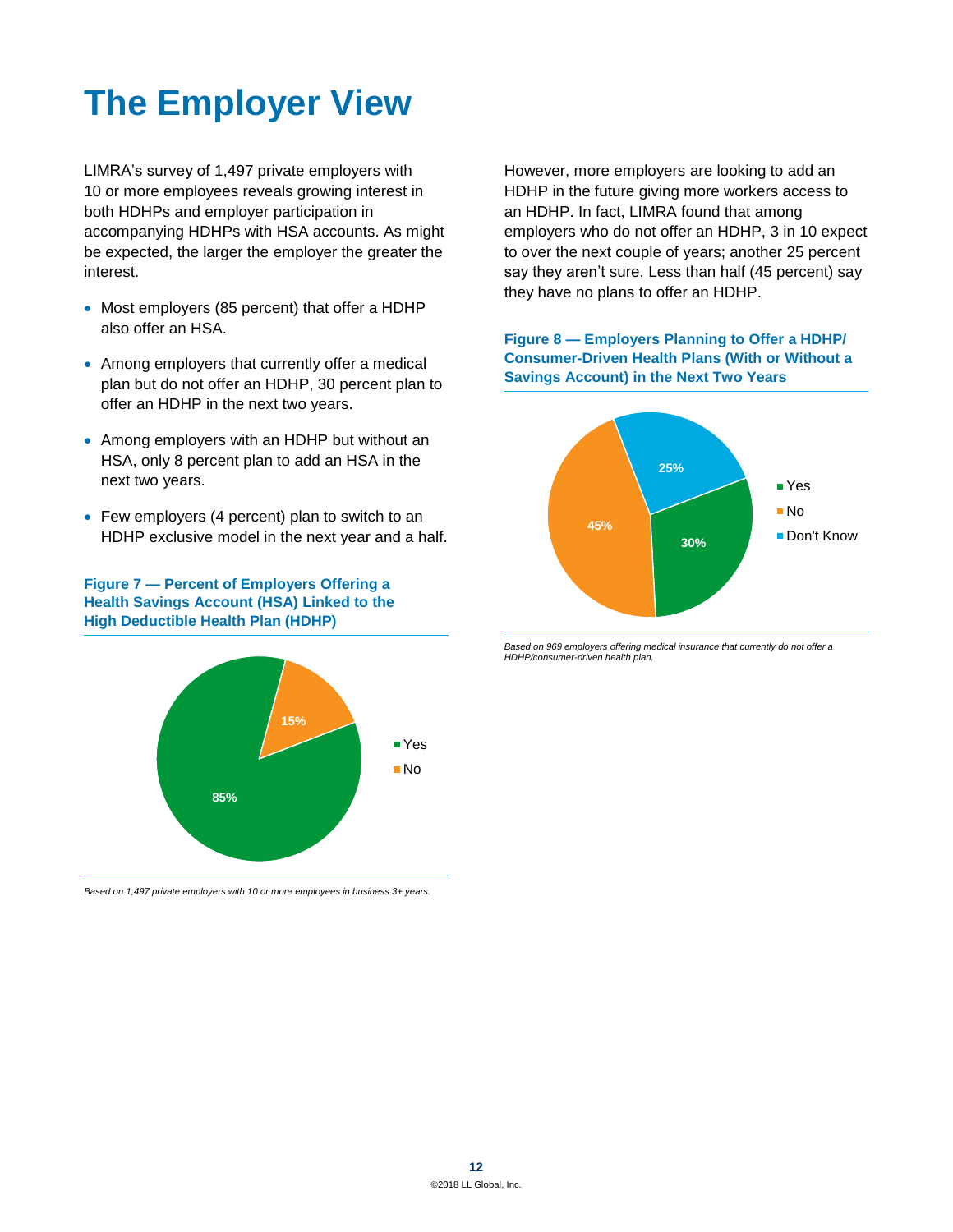# The Employer View

LIMRA's survey of 1,497 private employers with 10 or more employees reveals growing interest in both HDHPs and employer participation in accompanying HDHPs with HSA accounts. As might be expected, the larger the employer the greater the interest.

- Most employers (85 percent) that offer a HDHP also offer an HSA.
- Among employers that currently offer a medical plan but do not offer an HDHP, 30 percent plan to offer an HDHP in the next two years.
- Among employers with an HDHP but without an HSA, only 8 percent plan to add an HSA in the next two years.
- Few employers (4 percent) plan to switch to an HDHP exclusive model in the next year and a half.

**Figure 7 — Percent of Employers Offering a Health Savings Account (HSA) Linked to the High Deductible Health Plan (HDHP)**

| Response | Percent |
|---|---|
| Yes | 85% |
| No | 15% |

*Based on 1,497 private employers with 10 or more employees in business 3+ years.*

However, more employers are looking to add an HDHP in the future giving more workers access to an HDHP. In fact, LIMRA found that among employers who do not offer an HDHP, 3 in 10 expect to over the next couple of years; another 25 percent say they aren't sure. Less than half (45 percent) say they have no plans to offer an HDHP.

**Figure 8 — Employers Planning to Offer a HDHP/ Consumer-Driven Health Plans (With or Without a Savings Account) in the Next Two Years**

| Response | Percent |
|---|---|
| Yes | 30% |
| No | 45% |
| Don't Know | 25% |

*Based on 969 employers offering medical insurance that currently do not offer a HDHP/consumer-driven health plan.*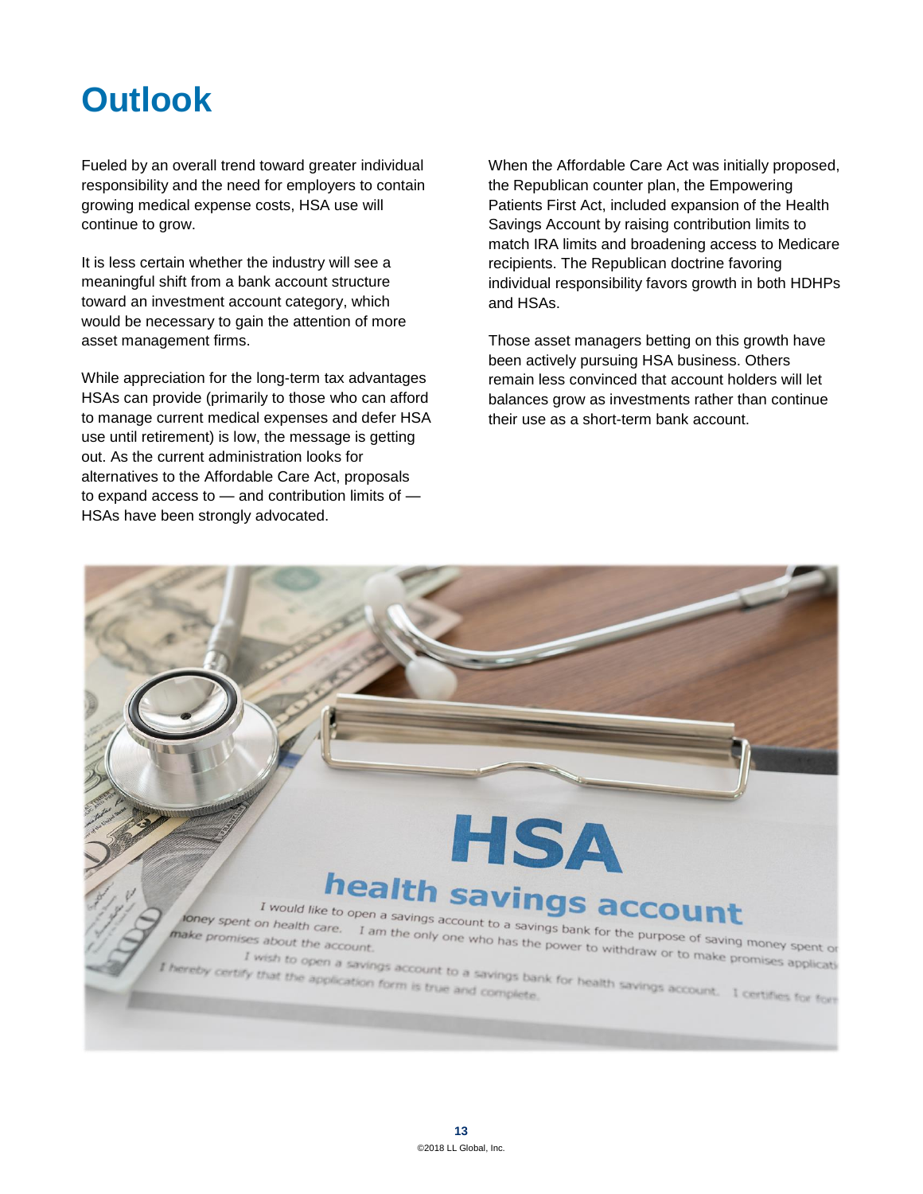# Outlook

Fueled by an overall trend toward greater individual responsibility and the need for employers to contain growing medical expense costs, HSA use will continue to grow.

It is less certain whether the industry will see a meaningful shift from a bank account structure toward an investment account category, which would be necessary to gain the attention of more asset management firms.

While appreciation for the long-term tax advantages HSAs can provide (primarily to those who can afford to manage current medical expenses and defer HSA use until retirement) is low, the message is getting out. As the current administration looks for alternatives to the Affordable Care Act, proposals to expand access to — and contribution limits of — HSAs have been strongly advocated.

When the Affordable Care Act was initially proposed, the Republican counter plan, the Empowering Patients First Act, included expansion of the Health Savings Account by raising contribution limits to match IRA limits and broadening access to Medicare recipients. The Republican doctrine favoring individual responsibility favors growth in both HDHPs and HSAs.

Those asset managers betting on this growth have been actively pursuing HSA business. Others remain less convinced that account holders will let balances grow as investments rather than continue their use as a short-term bank account.

©2018 LL Global, Inc.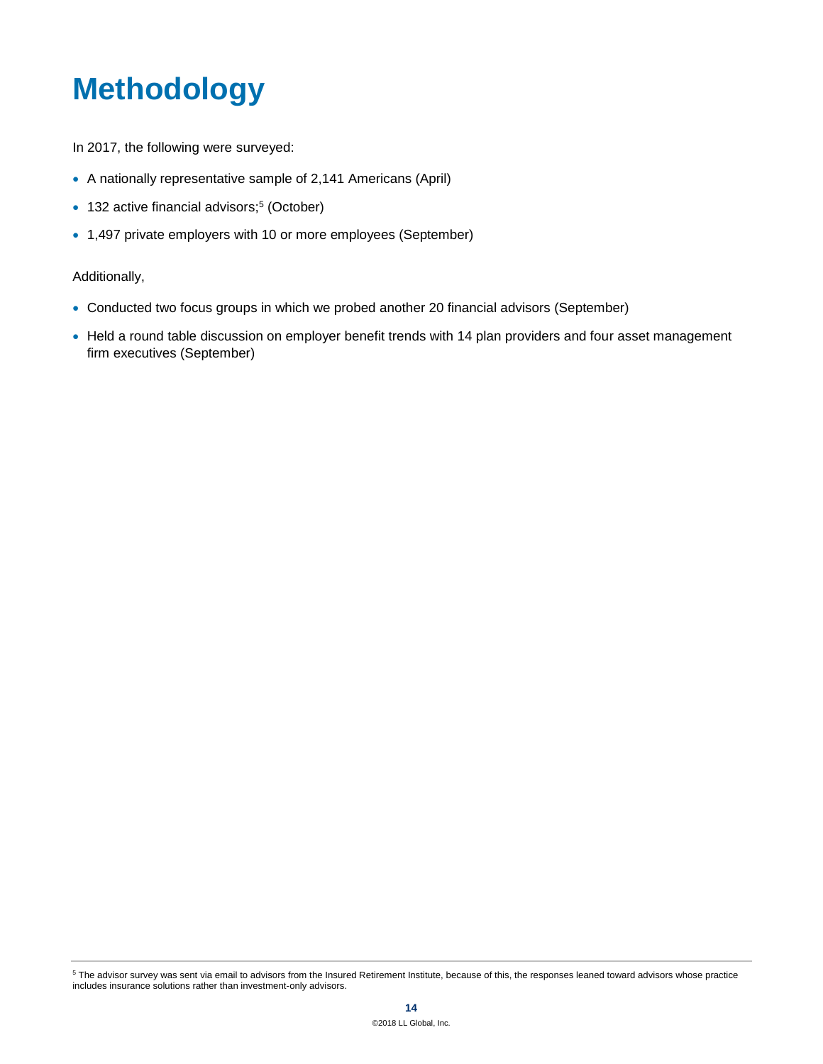# Methodology

In 2017, the following were surveyed:

- A nationally representative sample of 2,141 Americans (April)
- 132 active financial advisors;[5] (October)
- 1,497 private employers with 10 or more employees (September)

Additionally,

- Conducted two focus groups in which we probed another 20 financial advisors (September)
- Held a round table discussion on employer benefit trends with 14 plan providers and four asset management firm executives (September)

---

[5] The advisor survey was sent via email to advisors from the Insured Retirement Institute, because of this, the responses leaned toward advisors whose practice includes insurance solutions rather than investment-only advisors.

©2018 LL Global, Inc.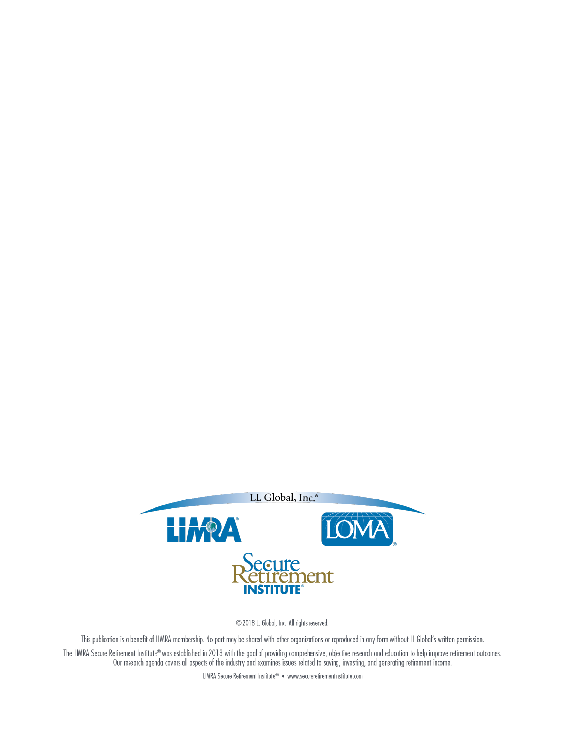LL Global, Inc.®

LIMRA®

LOMA®

Secure Retirement INSTITUTE®

© 2018 LL Global, Inc. All rights reserved.

This publication is a benefit of LIMRA membership. No part may be shared with other organizations or reproduced in any form without LL Global's written permission.

The LIMRA Secure Retirement Institute® was established in 2013 with the goal of providing comprehensive, objective research and education to help improve retirement outcomes. Our research agenda covers all aspects of the industry and examines issues related to saving, investing, and generating retirement income.

LIMRA Secure Retirement Institute® • www.secureretirementinstitute.com